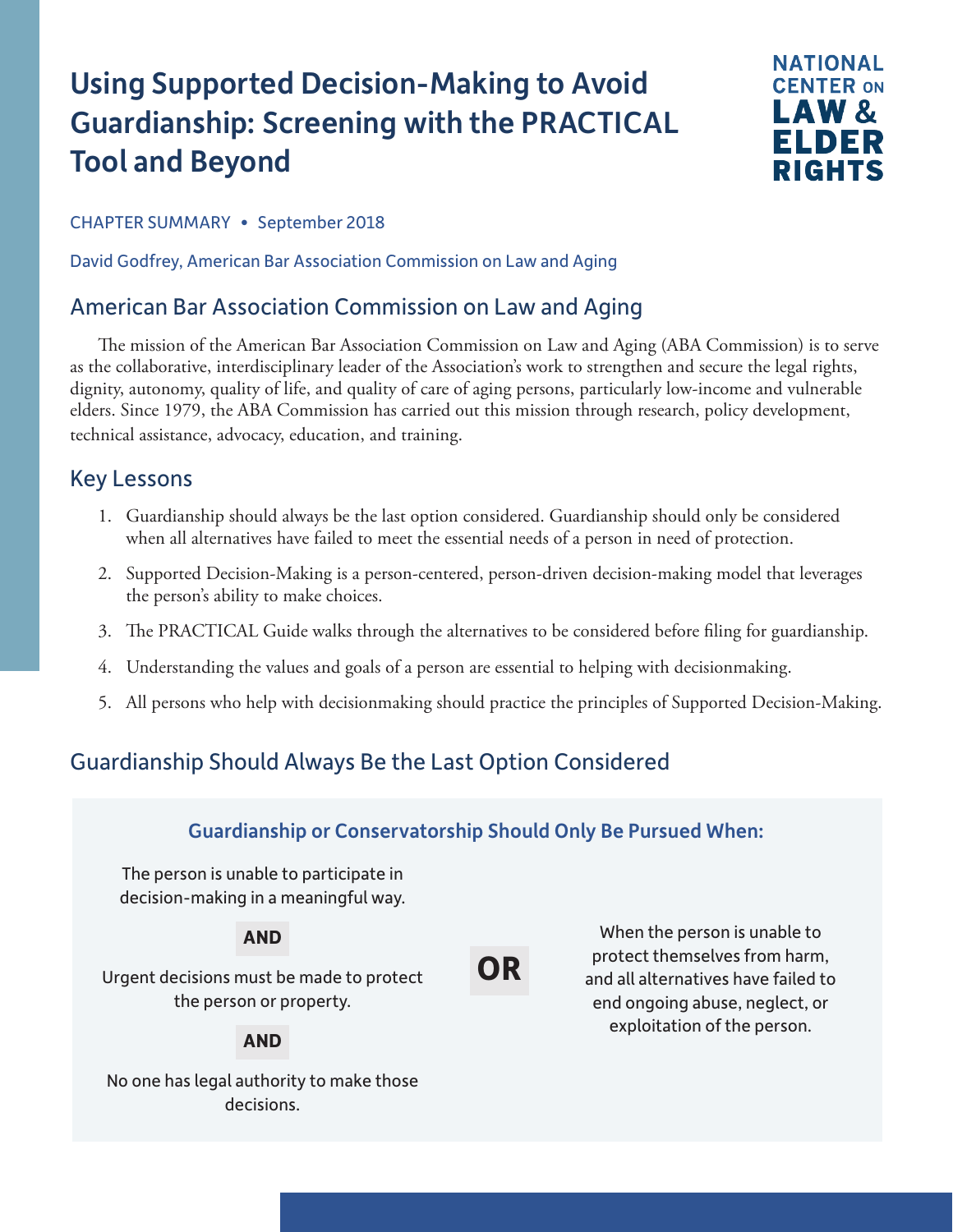# Using Supported Decision-Making to Avoid Guardianship: Screening with the PRACTICAL Tool and Beyond

NATIONAL CENTER ON LAW & ELDER RIGHTS

CHAPTER SUMMARY • September 2018

David Godfrey, American Bar Association Commission on Law and Aging

## American Bar Association Commission on Law and Aging

The mission of the American Bar Association Commission on Law and Aging (ABA Commission) is to serve as the collaborative, interdisciplinary leader of the Association's work to strengthen and secure the legal rights, dignity, autonomy, quality of life, and quality of care of aging persons, particularly low-income and vulnerable elders. Since 1979, the ABA Commission has carried out this mission through research, policy development, technical assistance, advocacy, education, and training.

## Key Lessons

1. Guardianship should always be the last option considered. Guardianship should only be considered when all alternatives have failed to meet the essential needs of a person in need of protection.
2. Supported Decision-Making is a person-centered, person-driven decision-making model that leverages the person's ability to make choices.
3. The PRACTICAL Guide walks through the alternatives to be considered before filing for guardianship.
4. Understanding the values and goals of a person are essential to helping with decisionmaking.
5. All persons who help with decisionmaking should practice the principles of Supported Decision-Making.

## Guardianship Should Always Be the Last Option Considered

### Guardianship or Conservatorship Should Only Be Pursued When:

The person is unable to participate in decision-making in a meaningful way.

**AND**

Urgent decisions must be made to protect the person or property.

**AND**

No one has legal authority to make those decisions.

**OR**

When the person is unable to protect themselves from harm, and all alternatives have failed to end ongoing abuse, neglect, or exploitation of the person.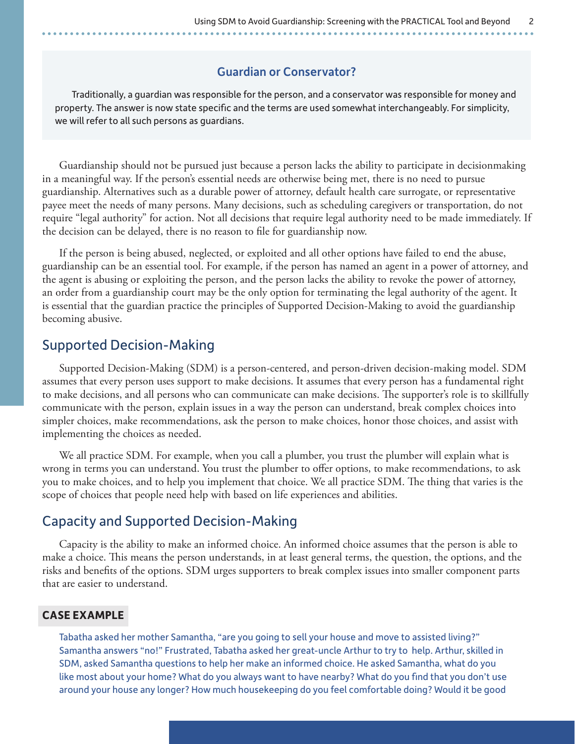### Guardian or Conservator?

Traditionally, a guardian was responsible for the person, and a conservator was responsible for money and property. The answer is now state specific and the terms are used somewhat interchangeably. For simplicity, we will refer to all such persons as guardians.

Guardianship should not be pursued just because a person lacks the ability to participate in decisionmaking in a meaningful way. If the person's essential needs are otherwise being met, there is no need to pursue guardianship. Alternatives such as a durable power of attorney, default health care surrogate, or representative payee meet the needs of many persons. Many decisions, such as scheduling caregivers or transportation, do not require "legal authority" for action. Not all decisions that require legal authority need to be made immediately. If the decision can be delayed, there is no reason to file for guardianship now.

If the person is being abused, neglected, or exploited and all other options have failed to end the abuse, guardianship can be an essential tool. For example, if the person has named an agent in a power of attorney, and the agent is abusing or exploiting the person, and the person lacks the ability to revoke the power of attorney, an order from a guardianship court may be the only option for terminating the legal authority of the agent. It is essential that the guardian practice the principles of Supported Decision-Making to avoid the guardianship becoming abusive.

## Supported Decision-Making

Supported Decision-Making (SDM) is a person-centered, and person-driven decision-making model. SDM assumes that every person uses support to make decisions. It assumes that every person has a fundamental right to make decisions, and all persons who can communicate can make decisions. The supporter's role is to skillfully communicate with the person, explain issues in a way the person can understand, break complex choices into simpler choices, make recommendations, ask the person to make choices, honor those choices, and assist with implementing the choices as needed.

We all practice SDM. For example, when you call a plumber, you trust the plumber will explain what is wrong in terms you can understand. You trust the plumber to offer options, to make recommendations, to ask you to make choices, and to help you implement that choice. We all practice SDM. The thing that varies is the scope of choices that people need help with based on life experiences and abilities.

## Capacity and Supported Decision-Making

Capacity is the ability to make an informed choice. An informed choice assumes that the person is able to make a choice. This means the person understands, in at least general terms, the question, the options, and the risks and benefits of the options. SDM urges supporters to break complex issues into smaller component parts that are easier to understand.

**CASE EXAMPLE**

Tabatha asked her mother Samantha, "are you going to sell your house and move to assisted living?" Samantha answers "no!" Frustrated, Tabatha asked her great-uncle Arthur to try to help. Arthur, skilled in SDM, asked Samantha questions to help her make an informed choice. He asked Samantha, what do you like most about your home? What do you always want to have nearby? What do you find that you don't use around your house any longer? How much housekeeping do you feel comfortable doing? Would it be good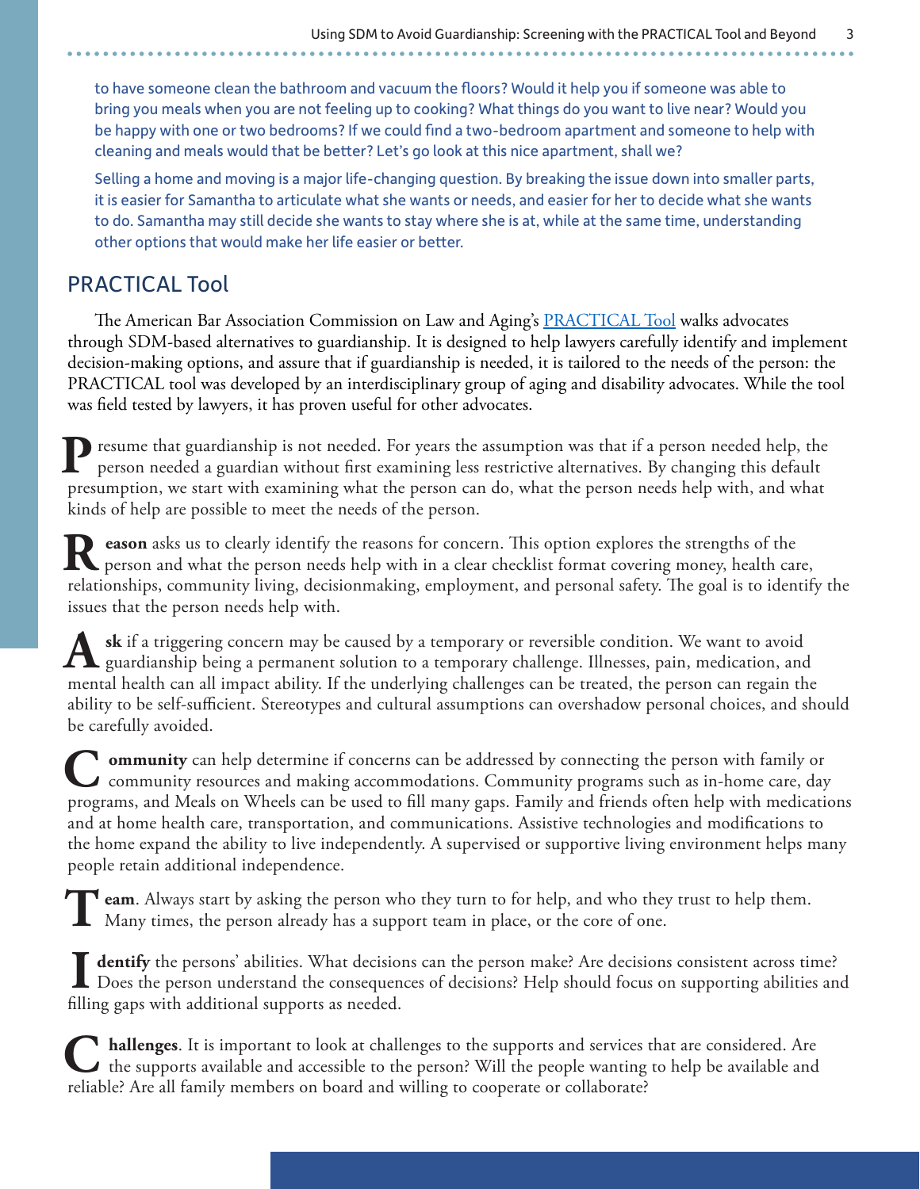to have someone clean the bathroom and vacuum the floors? Would it help you if someone was able to bring you meals when you are not feeling up to cooking? What things do you want to live near? Would you be happy with one or two bedrooms? If we could find a two-bedroom apartment and someone to help with cleaning and meals would that be better? Let's go look at this nice apartment, shall we?

Selling a home and moving is a major life-changing question. By breaking the issue down into smaller parts, it is easier for Samantha to articulate what she wants or needs, and easier for her to decide what she wants to do. Samantha may still decide she wants to stay where she is at, while at the same time, understanding other options that would make her life easier or better.

## PRACTICAL Tool

The American Bar Association Commission on Law and Aging's [PRACTICAL Tool](PRACTICAL Tool) walks advocates through SDM-based alternatives to guardianship. It is designed to help lawyers carefully identify and implement decision-making options, and assure that if guardianship is needed, it is tailored to the needs of the person: the PRACTICAL tool was developed by an interdisciplinary group of aging and disability advocates. While the tool was field tested by lawyers, it has proven useful for other advocates.

**P**resume that guardianship is not needed. For years the assumption was that if a person needed help, the person needed a guardian without first examining less restrictive alternatives. By changing this default presumption, we start with examining what the person can do, what the person needs help with, and what kinds of help are possible to meet the needs of the person.

**Reason** asks us to clearly identify the reasons for concern. This option explores the strengths of the person and what the person needs help with in a clear checklist format covering money, health care, relationships, community living, decisionmaking, employment, and personal safety. The goal is to identify the issues that the person needs help with.

**Ask** if a triggering concern may be caused by a temporary or reversible condition. We want to avoid guardianship being a permanent solution to a temporary challenge. Illnesses, pain, medication, and mental health can all impact ability. If the underlying challenges can be treated, the person can regain the ability to be self-sufficient. Stereotypes and cultural assumptions can overshadow personal choices, and should be carefully avoided.

**Community** can help determine if concerns can be addressed by connecting the person with family or community resources and making accommodations. Community programs such as in-home care, day programs, and Meals on Wheels can be used to fill many gaps. Family and friends often help with medications and at home health care, transportation, and communications. Assistive technologies and modifications to the home expand the ability to live independently. A supervised or supportive living environment helps many people retain additional independence.

**Team**. Always start by asking the person who they turn to for help, and who they trust to help them. Many times, the person already has a support team in place, or the core of one.

**Identify** the persons' abilities. What decisions can the person make? Are decisions consistent across time? Does the person understand the consequences of decisions? Help should focus on supporting abilities and filling gaps with additional supports as needed.

**Challenges**. It is important to look at challenges to the supports and services that are considered. Are the supports available and accessible to the person? Will the people wanting to help be available and reliable? Are all family members on board and willing to cooperate or collaborate?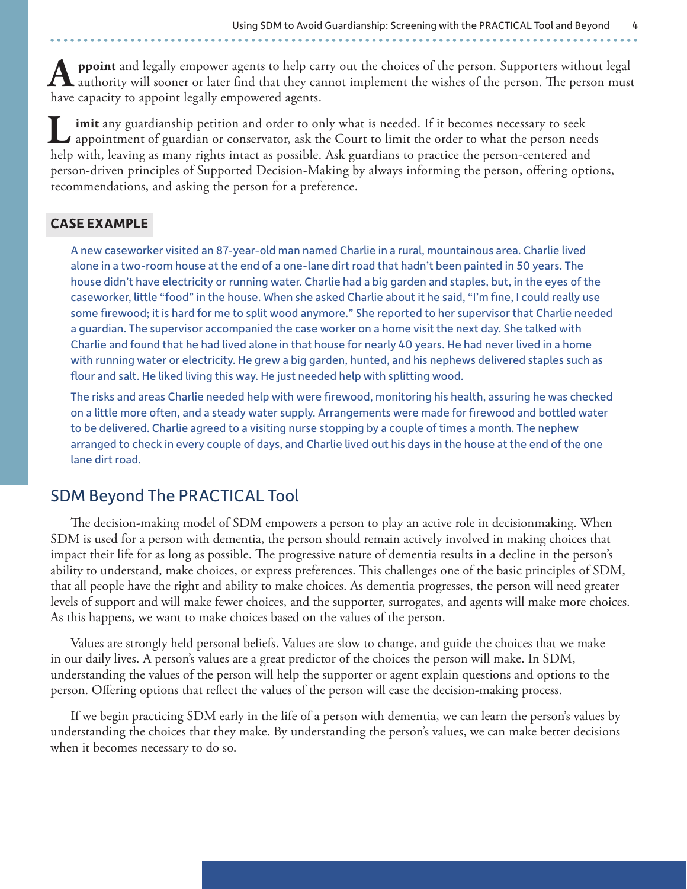**Appoint** and legally empower agents to help carry out the choices of the person. Supporters without legal authority will sooner or later find that they cannot implement the wishes of the person. The person must have capacity to appoint legally empowered agents.

**Limit** any guardianship petition and order to only what is needed. If it becomes necessary to seek appointment of guardian or conservator, ask the Court to limit the order to what the person needs help with, leaving as many rights intact as possible. Ask guardians to practice the person-centered and person-driven principles of Supported Decision-Making by always informing the person, offering options, recommendations, and asking the person for a preference.

**CASE EXAMPLE**

A new caseworker visited an 87-year-old man named Charlie in a rural, mountainous area. Charlie lived alone in a two-room house at the end of a one-lane dirt road that hadn't been painted in 50 years. The house didn't have electricity or running water. Charlie had a big garden and staples, but, in the eyes of the caseworker, little "food" in the house. When she asked Charlie about it he said, "I'm fine, I could really use some firewood; it is hard for me to split wood anymore." She reported to her supervisor that Charlie needed a guardian. The supervisor accompanied the case worker on a home visit the next day. She talked with Charlie and found that he had lived alone in that house for nearly 40 years. He had never lived in a home with running water or electricity. He grew a big garden, hunted, and his nephews delivered staples such as flour and salt. He liked living this way. He just needed help with splitting wood.

The risks and areas Charlie needed help with were firewood, monitoring his health, assuring he was checked on a little more often, and a steady water supply. Arrangements were made for firewood and bottled water to be delivered. Charlie agreed to a visiting nurse stopping by a couple of times a month. The nephew arranged to check in every couple of days, and Charlie lived out his days in the house at the end of the one lane dirt road.

## SDM Beyond The PRACTICAL Tool

The decision-making model of SDM empowers a person to play an active role in decisionmaking. When SDM is used for a person with dementia, the person should remain actively involved in making choices that impact their life for as long as possible. The progressive nature of dementia results in a decline in the person's ability to understand, make choices, or express preferences. This challenges one of the basic principles of SDM, that all people have the right and ability to make choices. As dementia progresses, the person will need greater levels of support and will make fewer choices, and the supporter, surrogates, and agents will make more choices. As this happens, we want to make choices based on the values of the person.

Values are strongly held personal beliefs. Values are slow to change, and guide the choices that we make in our daily lives. A person's values are a great predictor of the choices the person will make. In SDM, understanding the values of the person will help the supporter or agent explain questions and options to the person. Offering options that reflect the values of the person will ease the decision-making process.

If we begin practicing SDM early in the life of a person with dementia, we can learn the person's values by understanding the choices that they make. By understanding the person's values, we can make better decisions when it becomes necessary to do so.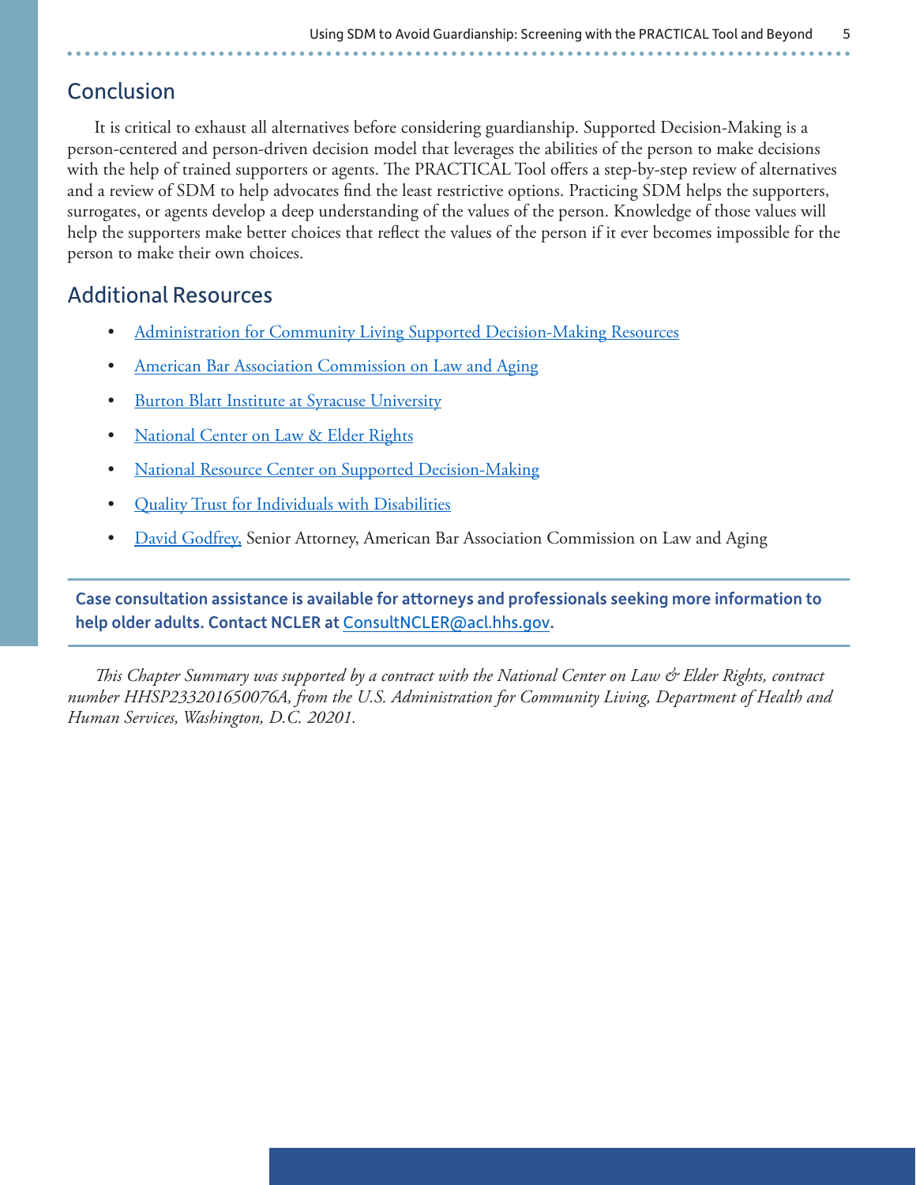## Conclusion

It is critical to exhaust all alternatives before considering guardianship. Supported Decision-Making is a person-centered and person-driven decision model that leverages the abilities of the person to make decisions with the help of trained supporters or agents. The PRACTICAL Tool offers a step-by-step review of alternatives and a review of SDM to help advocates find the least restrictive options. Practicing SDM helps the supporters, surrogates, or agents develop a deep understanding of the values of the person. Knowledge of those values will help the supporters make better choices that reflect the values of the person if it ever becomes impossible for the person to make their own choices.

## Additional Resources

- Administration for Community Living Supported Decision-Making Resources
- American Bar Association Commission on Law and Aging
- Burton Blatt Institute at Syracuse University
- National Center on Law & Elder Rights
- National Resource Center on Supported Decision-Making
- Quality Trust for Individuals with Disabilities
- David Godfrey, Senior Attorney, American Bar Association Commission on Law and Aging

**Case consultation assistance is available for attorneys and professionals seeking more information to help older adults. Contact NCLER at ConsultNCLER@acl.hhs.gov.**

*This Chapter Summary was supported by a contract with the National Center on Law & Elder Rights, contract number HHSP233201650076A, from the U.S. Administration for Community Living, Department of Health and Human Services, Washington, D.C. 20201.*